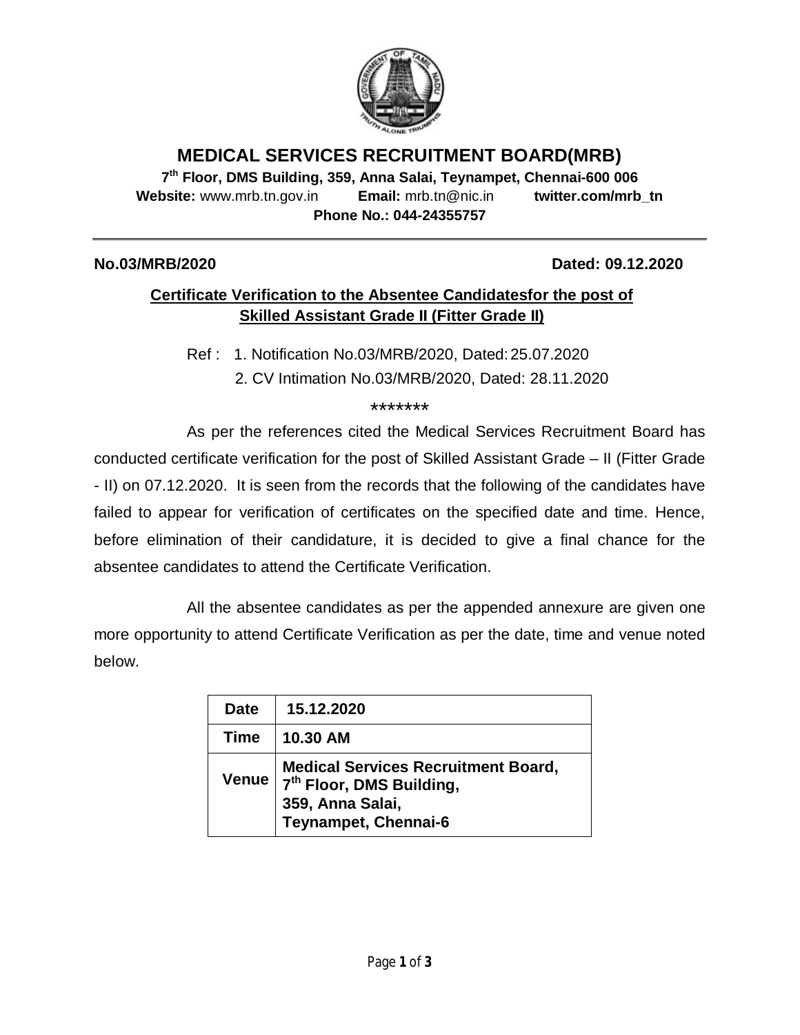# MEDICAL SERVICES RECRUITMENT BOARD(MRB)

**7th Floor, DMS Building, 359, Anna Salai, Teynampet, Chennai-600 006**

**Website:** www.mrb.tn.gov.in **Email:** mrb.tn@nic.in **twitter.com/mrb_tn**

**Phone No.: 044-24355757**

---

**No.03/MRB/2020** **Dated: 09.12.2020**

## Certificate Verification to the Absentee Candidatesfor the post of Skilled Assistant Grade II (Fitter Grade II)

Ref : 1. Notification No.03/MRB/2020, Dated: 25.07.2020
2. CV Intimation No.03/MRB/2020, Dated: 28.11.2020

*******

As per the references cited the Medical Services Recruitment Board has conducted certificate verification for the post of Skilled Assistant Grade – II (Fitter Grade - II) on 07.12.2020. It is seen from the records that the following of the candidates have failed to appear for verification of certificates on the specified date and time. Hence, before elimination of their candidature, it is decided to give a final chance for the absentee candidates to attend the Certificate Verification.

All the absentee candidates as per the appended annexure are given one more opportunity to attend Certificate Verification as per the date, time and venue noted below.

| **Date** | **15.12.2020** |
|---|---|
| **Time** | **10.30 AM** |
| **Venue** | **Medical Services Recruitment Board, 7th Floor, DMS Building, 359, Anna Salai, Teynampet, Chennai-6** |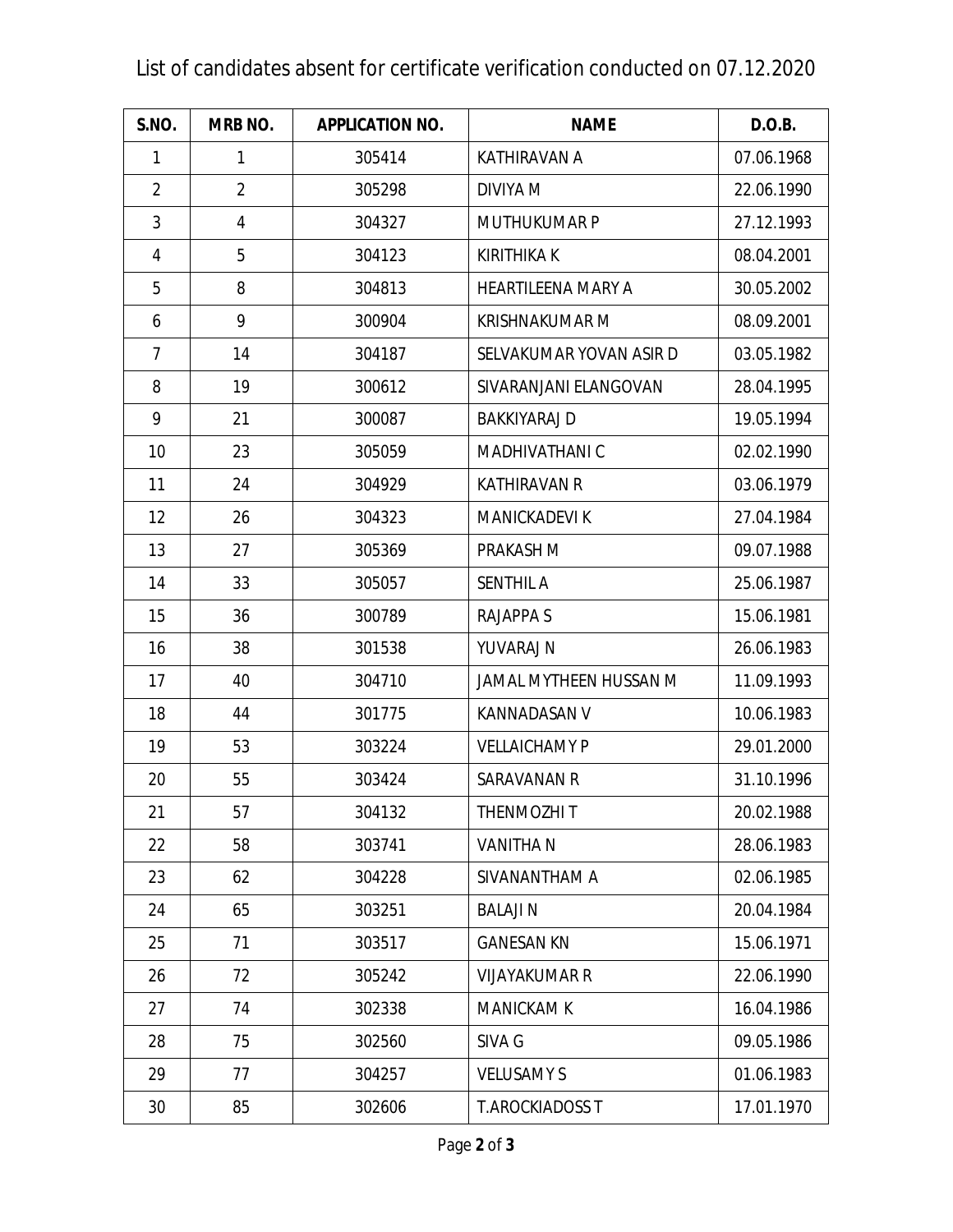List of candidates absent for certificate verification conducted on 07.12.2020

| S.NO. | MRB NO. | APPLICATION NO. | NAME | D.O.B. |
|---|---|---|---|---|
| 1 | 1 | 305414 | KATHIRAVAN A | 07.06.1968 |
| 2 | 2 | 305298 | DIVIYA M | 22.06.1990 |
| 3 | 4 | 304327 | MUTHUKUMAR P | 27.12.1993 |
| 4 | 5 | 304123 | KIRITHIKA K | 08.04.2001 |
| 5 | 8 | 304813 | HEARTILEENA MARY A | 30.05.2002 |
| 6 | 9 | 300904 | KRISHNAKUMAR M | 08.09.2001 |
| 7 | 14 | 304187 | SELVAKUMAR YOVAN ASIR D | 03.05.1982 |
| 8 | 19 | 300612 | SIVARANJANI ELANGOVAN | 28.04.1995 |
| 9 | 21 | 300087 | BAKKIYARAJ D | 19.05.1994 |
| 10 | 23 | 305059 | MADHIVATHANI C | 02.02.1990 |
| 11 | 24 | 304929 | KATHIRAVAN R | 03.06.1979 |
| 12 | 26 | 304323 | MANICKADEVI K | 27.04.1984 |
| 13 | 27 | 305369 | PRAKASH M | 09.07.1988 |
| 14 | 33 | 305057 | SENTHIL A | 25.06.1987 |
| 15 | 36 | 300789 | RAJAPPA S | 15.06.1981 |
| 16 | 38 | 301538 | YUVARAJ N | 26.06.1983 |
| 17 | 40 | 304710 | JAMAL MYTHEEN HUSSAN M | 11.09.1993 |
| 18 | 44 | 301775 | KANNADASAN V | 10.06.1983 |
| 19 | 53 | 303224 | VELLAICHAMY P | 29.01.2000 |
| 20 | 55 | 303424 | SARAVANAN R | 31.10.1996 |
| 21 | 57 | 304132 | THENMOZHI T | 20.02.1988 |
| 22 | 58 | 303741 | VANITHA N | 28.06.1983 |
| 23 | 62 | 304228 | SIVANANTHAM A | 02.06.1985 |
| 24 | 65 | 303251 | BALAJI N | 20.04.1984 |
| 25 | 71 | 303517 | GANESAN KN | 15.06.1971 |
| 26 | 72 | 305242 | VIJAYAKUMAR R | 22.06.1990 |
| 27 | 74 | 302338 | MANICKAM K | 16.04.1986 |
| 28 | 75 | 302560 | SIVA G | 09.05.1986 |
| 29 | 77 | 304257 | VELUSAMY S | 01.06.1983 |
| 30 | 85 | 302606 | T.AROCKIADOSS T | 17.01.1970 |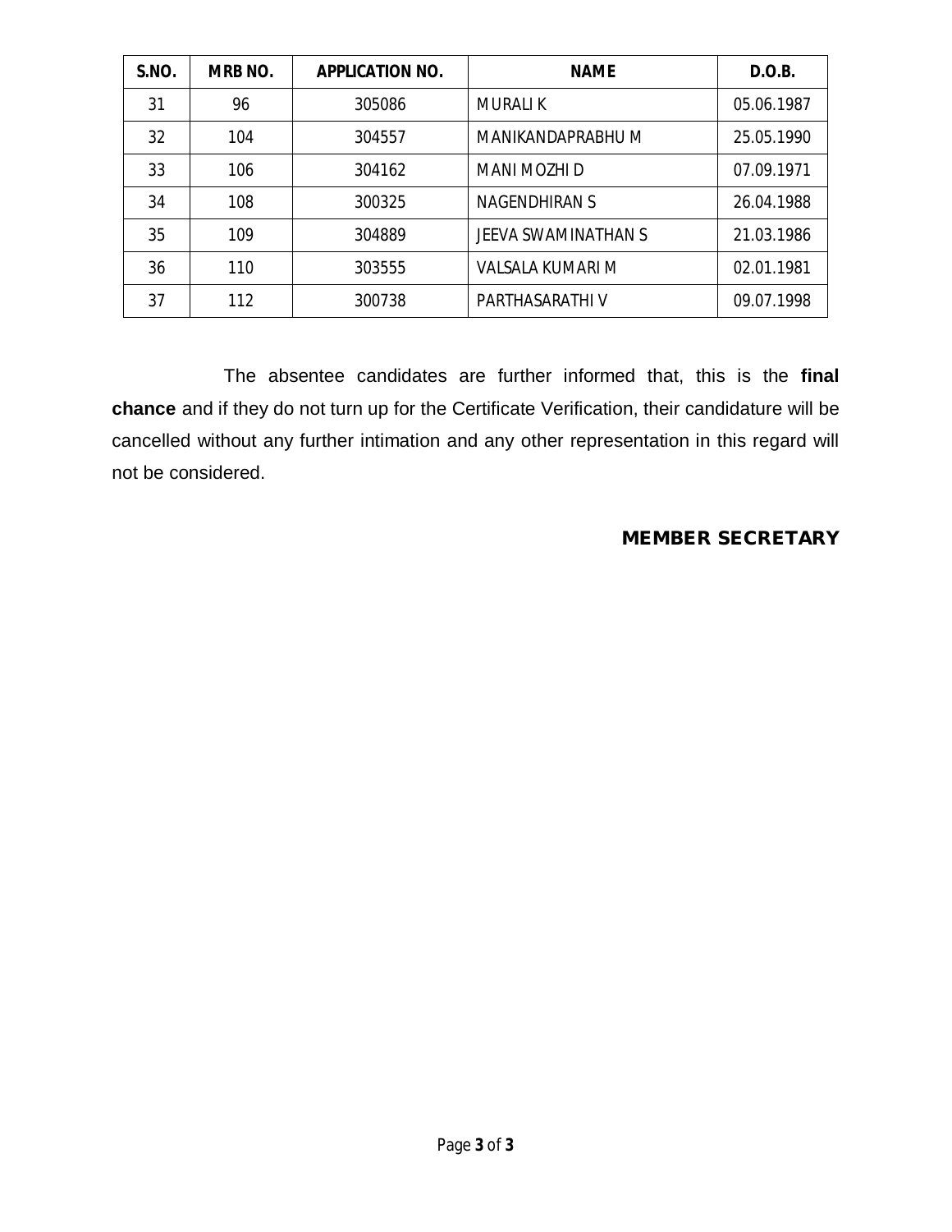| S.NO. | MRB NO. | APPLICATION NO. | NAME | D.O.B. |
|---|---|---|---|---|
| 31 | 96 | 305086 | MURALI K | 05.06.1987 |
| 32 | 104 | 304557 | MANIKANDAPRABHU M | 25.05.1990 |
| 33 | 106 | 304162 | MANI MOZHI D | 07.09.1971 |
| 34 | 108 | 300325 | NAGENDHIRAN S | 26.04.1988 |
| 35 | 109 | 304889 | JEEVA SWAMINATHAN S | 21.03.1986 |
| 36 | 110 | 303555 | VALSALA KUMARI M | 02.01.1981 |
| 37 | 112 | 300738 | PARTHASARATHI V | 09.07.1998 |

The absentee candidates are further informed that, this is the **final chance** and if they do not turn up for the Certificate Verification, their candidature will be cancelled without any further intimation and any other representation in this regard will not be considered.

**MEMBER SECRETARY**